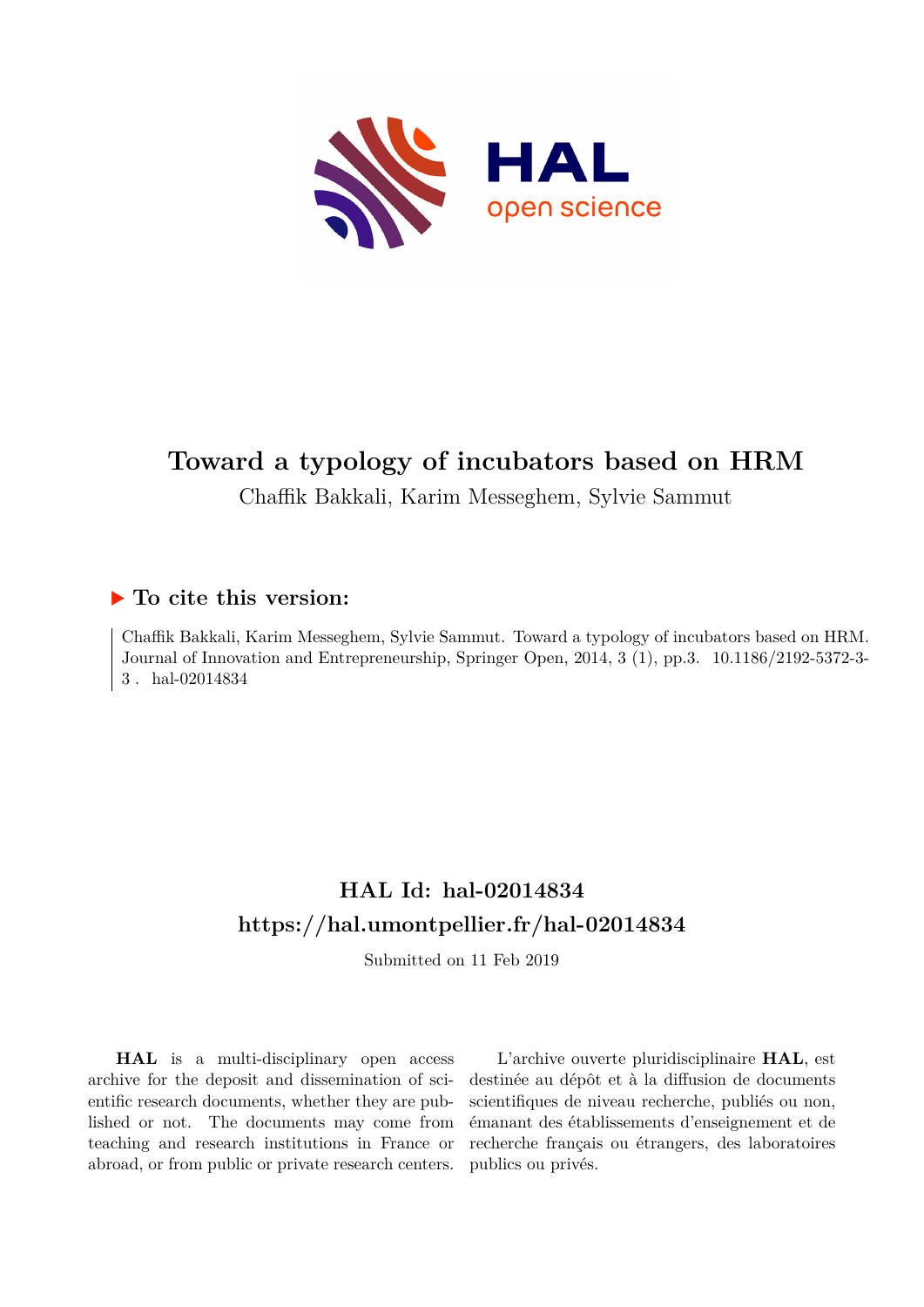# Toward a typology of incubators based on HRM

Chaffik Bakkali, Karim Messeghem, Sylvie Sammut

## ▶ To cite this version:

Chaffik Bakkali, Karim Messeghem, Sylvie Sammut. Toward a typology of incubators based on HRM. Journal of Innovation and Entrepreneurship, Springer Open, 2014, 3 (1), pp.3. 10.1186/2192-5372-3-3 . hal-02014834

## HAL Id: hal-02014834

## https://hal.umontpellier.fr/hal-02014834

Submitted on 11 Feb 2019

**HAL** is a multi-disciplinary open access archive for the deposit and dissemination of scientific research documents, whether they are published or not. The documents may come from teaching and research institutions in France or abroad, or from public or private research centers.

L'archive ouverte pluridisciplinaire **HAL**, est destinée au dépôt et à la diffusion de documents scientifiques de niveau recherche, publiés ou non, émanant des établissements d'enseignement et de recherche français ou étrangers, des laboratoires publics ou privés.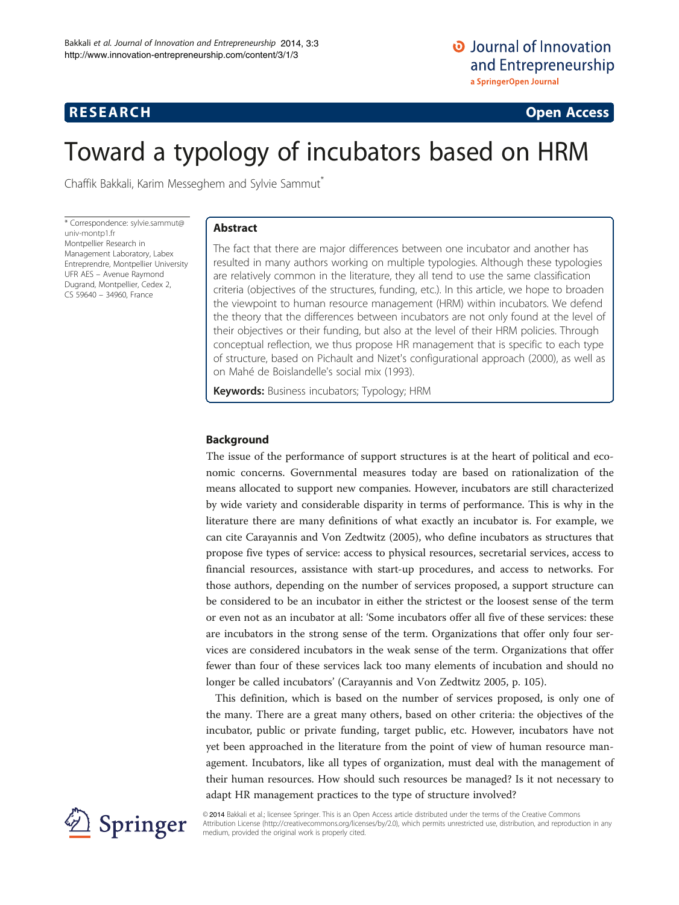# Toward a typology of incubators based on HRM

Chaffik Bakkali, Karim Messeghem and Sylvie Sammut*

\* Correspondence: sylvie.sammut@univ-montp1.fr
Montpellier Research in Management Laboratory, Labex Entreprendre, Montpellier University UFR AES – Avenue Raymond Dugrand, Montpellier, Cedex 2, CS 59640 – 34960, France

## Abstract

The fact that there are major differences between one incubator and another has resulted in many authors working on multiple typologies. Although these typologies are relatively common in the literature, they all tend to use the same classification criteria (objectives of the structures, funding, etc.). In this article, we hope to broaden the viewpoint to human resource management (HRM) within incubators. We defend the theory that the differences between incubators are not only found at the level of their objectives or their funding, but also at the level of their HRM policies. Through conceptual reflection, we thus propose HR management that is specific to each type of structure, based on Pichault and Nizet's configurational approach (2000), as well as on Mahé de Boislandelle's social mix (1993).

**Keywords:** Business incubators; Typology; HRM

## Background

The issue of the performance of support structures is at the heart of political and economic concerns. Governmental measures today are based on rationalization of the means allocated to support new companies. However, incubators are still characterized by wide variety and considerable disparity in terms of performance. This is why in the literature there are many definitions of what exactly an incubator is. For example, we can cite Carayannis and Von Zedtwitz (2005), who define incubators as structures that propose five types of service: access to physical resources, secretarial services, access to financial resources, assistance with start-up procedures, and access to networks. For those authors, depending on the number of services proposed, a support structure can be considered to be an incubator in either the strictest or the loosest sense of the term or even not as an incubator at all: 'Some incubators offer all five of these services: these are incubators in the strong sense of the term. Organizations that offer only four services are considered incubators in the weak sense of the term. Organizations that offer fewer than four of these services lack too many elements of incubation and should no longer be called incubators' (Carayannis and Von Zedtwitz 2005, p. 105).

This definition, which is based on the number of services proposed, is only one of the many. There are a great many others, based on other criteria: the objectives of the incubator, public or private funding, target public, etc. However, incubators have not yet been approached in the literature from the point of view of human resource management. Incubators, like all types of organization, must deal with the management of their human resources. How should such resources be managed? Is it not necessary to adapt HR management practices to the type of structure involved?

© 2014 Bakkali et al.; licensee Springer. This is an Open Access article distributed under the terms of the Creative Commons Attribution License (http://creativecommons.org/licenses/by/2.0), which permits unrestricted use, distribution, and reproduction in any medium, provided the original work is properly cited.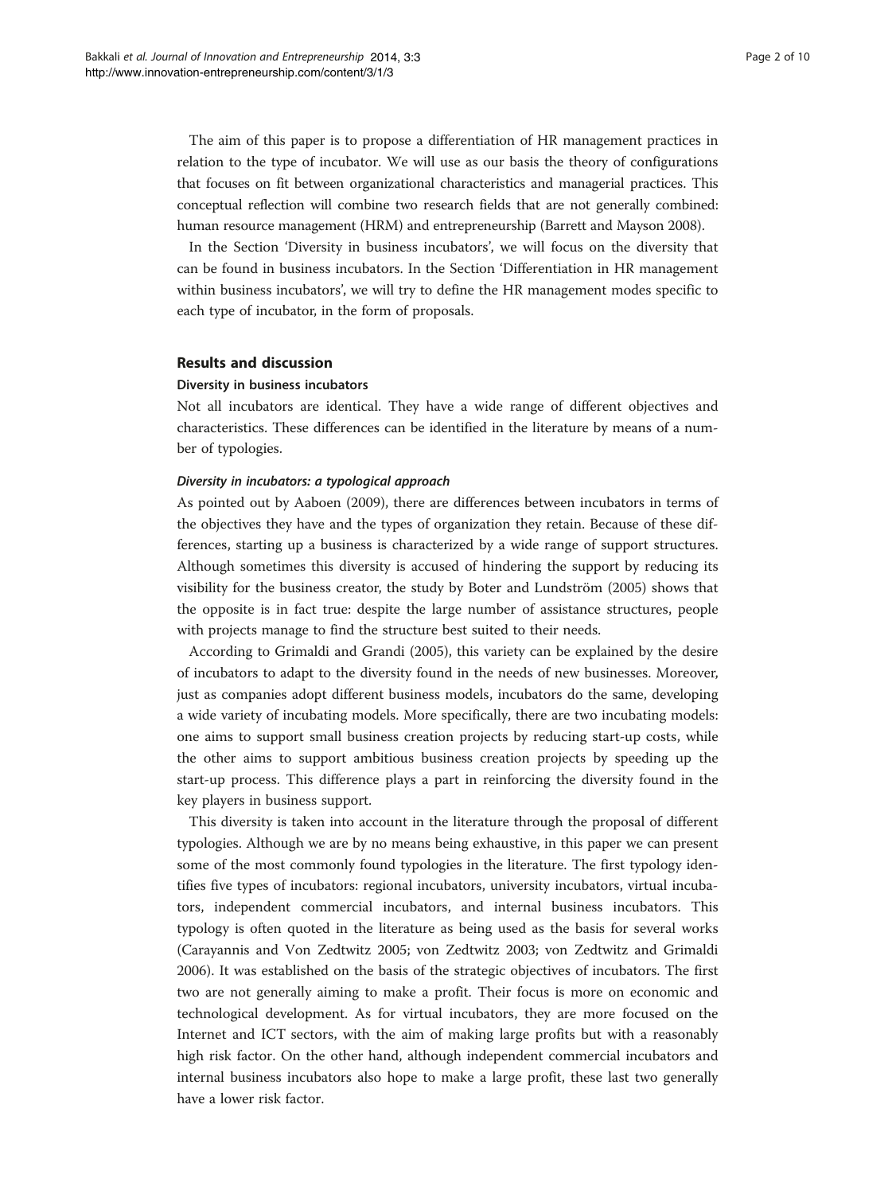The aim of this paper is to propose a differentiation of HR management practices in relation to the type of incubator. We will use as our basis the theory of configurations that focuses on fit between organizational characteristics and managerial practices. This conceptual reflection will combine two research fields that are not generally combined: human resource management (HRM) and entrepreneurship (Barrett and Mayson 2008).

In the Section 'Diversity in business incubators', we will focus on the diversity that can be found in business incubators. In the Section 'Differentiation in HR management within business incubators', we will try to define the HR management modes specific to each type of incubator, in the form of proposals.

## Results and discussion

### Diversity in business incubators

Not all incubators are identical. They have a wide range of different objectives and characteristics. These differences can be identified in the literature by means of a number of typologies.

#### *Diversity in incubators: a typological approach*

As pointed out by Aaboen (2009), there are differences between incubators in terms of the objectives they have and the types of organization they retain. Because of these differences, starting up a business is characterized by a wide range of support structures. Although sometimes this diversity is accused of hindering the support by reducing its visibility for the business creator, the study by Boter and Lundström (2005) shows that the opposite is in fact true: despite the large number of assistance structures, people with projects manage to find the structure best suited to their needs.

According to Grimaldi and Grandi (2005), this variety can be explained by the desire of incubators to adapt to the diversity found in the needs of new businesses. Moreover, just as companies adopt different business models, incubators do the same, developing a wide variety of incubating models. More specifically, there are two incubating models: one aims to support small business creation projects by reducing start-up costs, while the other aims to support ambitious business creation projects by speeding up the start-up process. This difference plays a part in reinforcing the diversity found in the key players in business support.

This diversity is taken into account in the literature through the proposal of different typologies. Although we are by no means being exhaustive, in this paper we can present some of the most commonly found typologies in the literature. The first typology identifies five types of incubators: regional incubators, university incubators, virtual incubators, independent commercial incubators, and internal business incubators. This typology is often quoted in the literature as being used as the basis for several works (Carayannis and Von Zedtwitz 2005; von Zedtwitz 2003; von Zedtwitz and Grimaldi 2006). It was established on the basis of the strategic objectives of incubators. The first two are not generally aiming to make a profit. Their focus is more on economic and technological development. As for virtual incubators, they are more focused on the Internet and ICT sectors, with the aim of making large profits but with a reasonably high risk factor. On the other hand, although independent commercial incubators and internal business incubators also hope to make a large profit, these last two generally have a lower risk factor.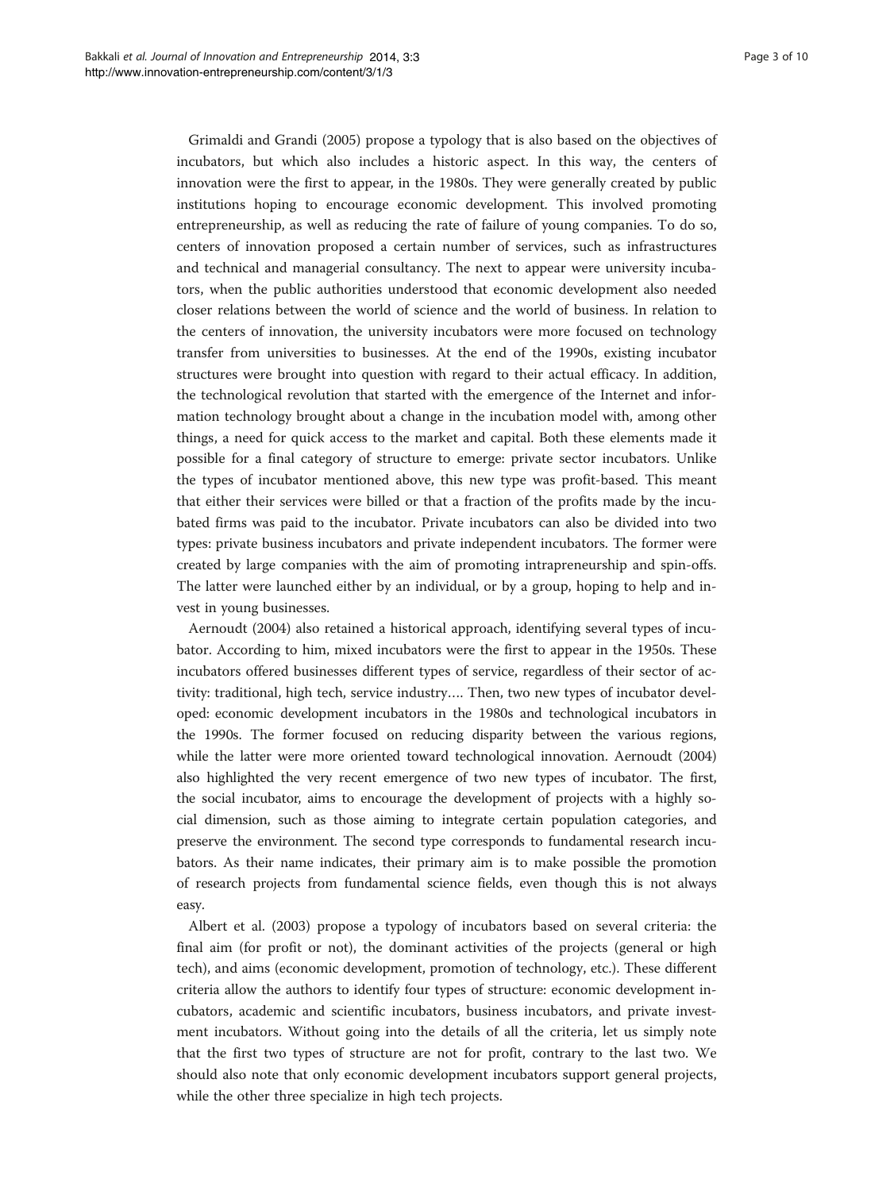Grimaldi and Grandi (2005) propose a typology that is also based on the objectives of incubators, but which also includes a historic aspect. In this way, the centers of innovation were the first to appear, in the 1980s. They were generally created by public institutions hoping to encourage economic development. This involved promoting entrepreneurship, as well as reducing the rate of failure of young companies. To do so, centers of innovation proposed a certain number of services, such as infrastructures and technical and managerial consultancy. The next to appear were university incubators, when the public authorities understood that economic development also needed closer relations between the world of science and the world of business. In relation to the centers of innovation, the university incubators were more focused on technology transfer from universities to businesses. At the end of the 1990s, existing incubator structures were brought into question with regard to their actual efficacy. In addition, the technological revolution that started with the emergence of the Internet and information technology brought about a change in the incubation model with, among other things, a need for quick access to the market and capital. Both these elements made it possible for a final category of structure to emerge: private sector incubators. Unlike the types of incubator mentioned above, this new type was profit-based. This meant that either their services were billed or that a fraction of the profits made by the incubated firms was paid to the incubator. Private incubators can also be divided into two types: private business incubators and private independent incubators. The former were created by large companies with the aim of promoting intrapreneurship and spin-offs. The latter were launched either by an individual, or by a group, hoping to help and invest in young businesses.

Aernoudt (2004) also retained a historical approach, identifying several types of incubator. According to him, mixed incubators were the first to appear in the 1950s. These incubators offered businesses different types of service, regardless of their sector of activity: traditional, high tech, service industry…. Then, two new types of incubator developed: economic development incubators in the 1980s and technological incubators in the 1990s. The former focused on reducing disparity between the various regions, while the latter were more oriented toward technological innovation. Aernoudt (2004) also highlighted the very recent emergence of two new types of incubator. The first, the social incubator, aims to encourage the development of projects with a highly social dimension, such as those aiming to integrate certain population categories, and preserve the environment. The second type corresponds to fundamental research incubators. As their name indicates, their primary aim is to make possible the promotion of research projects from fundamental science fields, even though this is not always easy.

Albert et al. (2003) propose a typology of incubators based on several criteria: the final aim (for profit or not), the dominant activities of the projects (general or high tech), and aims (economic development, promotion of technology, etc.). These different criteria allow the authors to identify four types of structure: economic development incubators, academic and scientific incubators, business incubators, and private investment incubators. Without going into the details of all the criteria, let us simply note that the first two types of structure are not for profit, contrary to the last two. We should also note that only economic development incubators support general projects, while the other three specialize in high tech projects.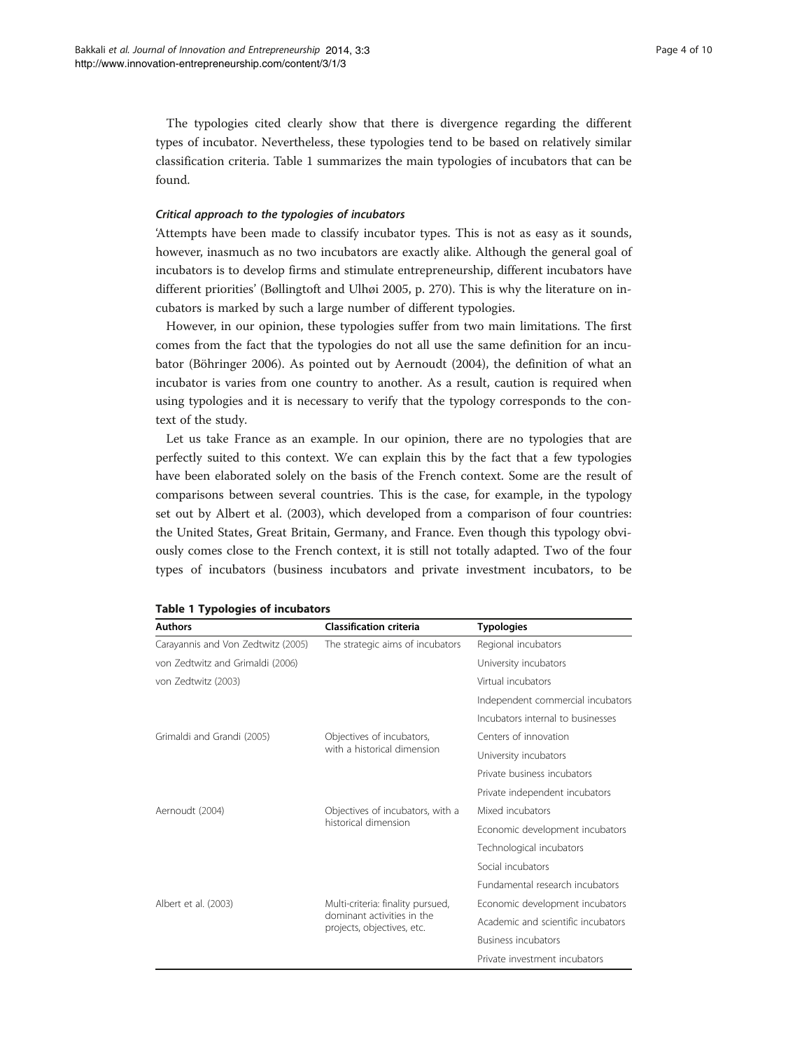The typologies cited clearly show that there is divergence regarding the different types of incubator. Nevertheless, these typologies tend to be based on relatively similar classification criteria. Table 1 summarizes the main typologies of incubators that can be found.

#### *Critical approach to the typologies of incubators*

'Attempts have been made to classify incubator types. This is not as easy as it sounds, however, inasmuch as no two incubators are exactly alike. Although the general goal of incubators is to develop firms and stimulate entrepreneurship, different incubators have different priorities' (Bøllingtoft and Ulhøi 2005, p. 270). This is why the literature on incubators is marked by such a large number of different typologies.

However, in our opinion, these typologies suffer from two main limitations. The first comes from the fact that the typologies do not all use the same definition for an incubator (Böhringer 2006). As pointed out by Aernoudt (2004), the definition of what an incubator is varies from one country to another. As a result, caution is required when using typologies and it is necessary to verify that the typology corresponds to the context of the study.

Let us take France as an example. In our opinion, there are no typologies that are perfectly suited to this context. We can explain this by the fact that a few typologies have been elaborated solely on the basis of the French context. Some are the result of comparisons between several countries. This is the case, for example, in the typology set out by Albert et al. (2003), which developed from a comparison of four countries: the United States, Great Britain, Germany, and France. Even though this typology obviously comes close to the French context, it is still not totally adapted. Two of the four types of incubators (business incubators and private investment incubators, to be

**Table 1 Typologies of incubators**

| Authors | Classification criteria | Typologies |
|---|---|---|
| Carayannis and Von Zedtwitz (2005) | The strategic aims of incubators | Regional incubators |
| von Zedtwitz and Grimaldi (2006) | | University incubators |
| von Zedtwitz (2003) | | Virtual incubators |
| | | Independent commercial incubators |
| | | Incubators internal to businesses |
| Grimaldi and Grandi (2005) | Objectives of incubators, with a historical dimension | Centers of innovation |
| | | University incubators |
| | | Private business incubators |
| | | Private independent incubators |
| Aernoudt (2004) | Objectives of incubators, with a historical dimension | Mixed incubators |
| | | Economic development incubators |
| | | Technological incubators |
| | | Social incubators |
| | | Fundamental research incubators |
| Albert et al. (2003) | Multi-criteria: finality pursued, dominant activities in the projects, objectives, etc. | Economic development incubators |
| | | Academic and scientific incubators |
| | | Business incubators |
| | | Private investment incubators |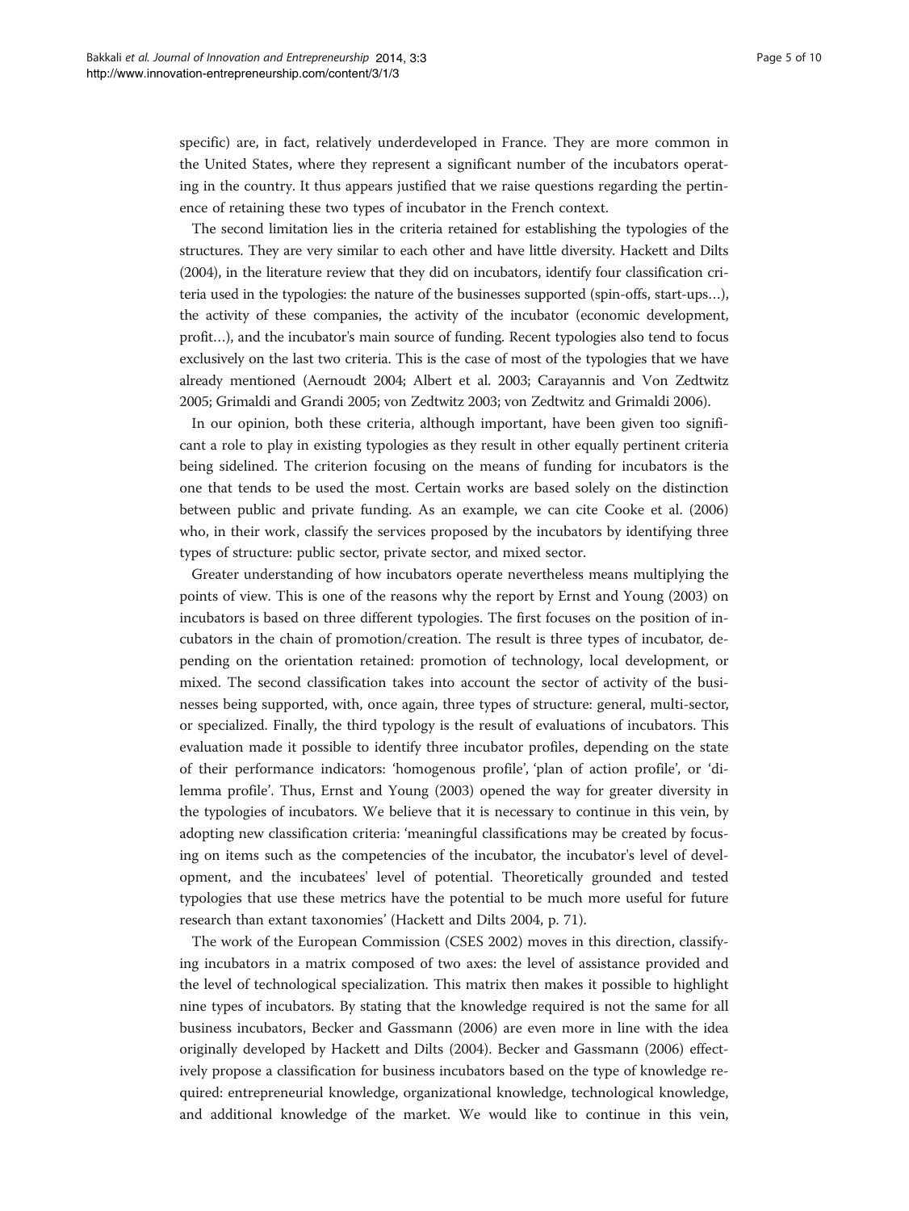specific) are, in fact, relatively underdeveloped in France. They are more common in the United States, where they represent a significant number of the incubators operating in the country. It thus appears justified that we raise questions regarding the pertinence of retaining these two types of incubator in the French context.

The second limitation lies in the criteria retained for establishing the typologies of the structures. They are very similar to each other and have little diversity. Hackett and Dilts (2004), in the literature review that they did on incubators, identify four classification criteria used in the typologies: the nature of the businesses supported (spin-offs, start-ups…), the activity of these companies, the activity of the incubator (economic development, profit…), and the incubator's main source of funding. Recent typologies also tend to focus exclusively on the last two criteria. This is the case of most of the typologies that we have already mentioned (Aernoudt 2004; Albert et al. 2003; Carayannis and Von Zedtwitz 2005; Grimaldi and Grandi 2005; von Zedtwitz 2003; von Zedtwitz and Grimaldi 2006).

In our opinion, both these criteria, although important, have been given too significant a role to play in existing typologies as they result in other equally pertinent criteria being sidelined. The criterion focusing on the means of funding for incubators is the one that tends to be used the most. Certain works are based solely on the distinction between public and private funding. As an example, we can cite Cooke et al. (2006) who, in their work, classify the services proposed by the incubators by identifying three types of structure: public sector, private sector, and mixed sector.

Greater understanding of how incubators operate nevertheless means multiplying the points of view. This is one of the reasons why the report by Ernst and Young (2003) on incubators is based on three different typologies. The first focuses on the position of incubators in the chain of promotion/creation. The result is three types of incubator, depending on the orientation retained: promotion of technology, local development, or mixed. The second classification takes into account the sector of activity of the businesses being supported, with, once again, three types of structure: general, multi-sector, or specialized. Finally, the third typology is the result of evaluations of incubators. This evaluation made it possible to identify three incubator profiles, depending on the state of their performance indicators: 'homogenous profile', 'plan of action profile', or 'dilemma profile'. Thus, Ernst and Young (2003) opened the way for greater diversity in the typologies of incubators. We believe that it is necessary to continue in this vein, by adopting new classification criteria: 'meaningful classifications may be created by focusing on items such as the competencies of the incubator, the incubator's level of development, and the incubatees' level of potential. Theoretically grounded and tested typologies that use these metrics have the potential to be much more useful for future research than extant taxonomies' (Hackett and Dilts 2004, p. 71).

The work of the European Commission (CSES 2002) moves in this direction, classifying incubators in a matrix composed of two axes: the level of assistance provided and the level of technological specialization. This matrix then makes it possible to highlight nine types of incubators. By stating that the knowledge required is not the same for all business incubators, Becker and Gassmann (2006) are even more in line with the idea originally developed by Hackett and Dilts (2004). Becker and Gassmann (2006) effectively propose a classification for business incubators based on the type of knowledge required: entrepreneurial knowledge, organizational knowledge, technological knowledge, and additional knowledge of the market. We would like to continue in this vein,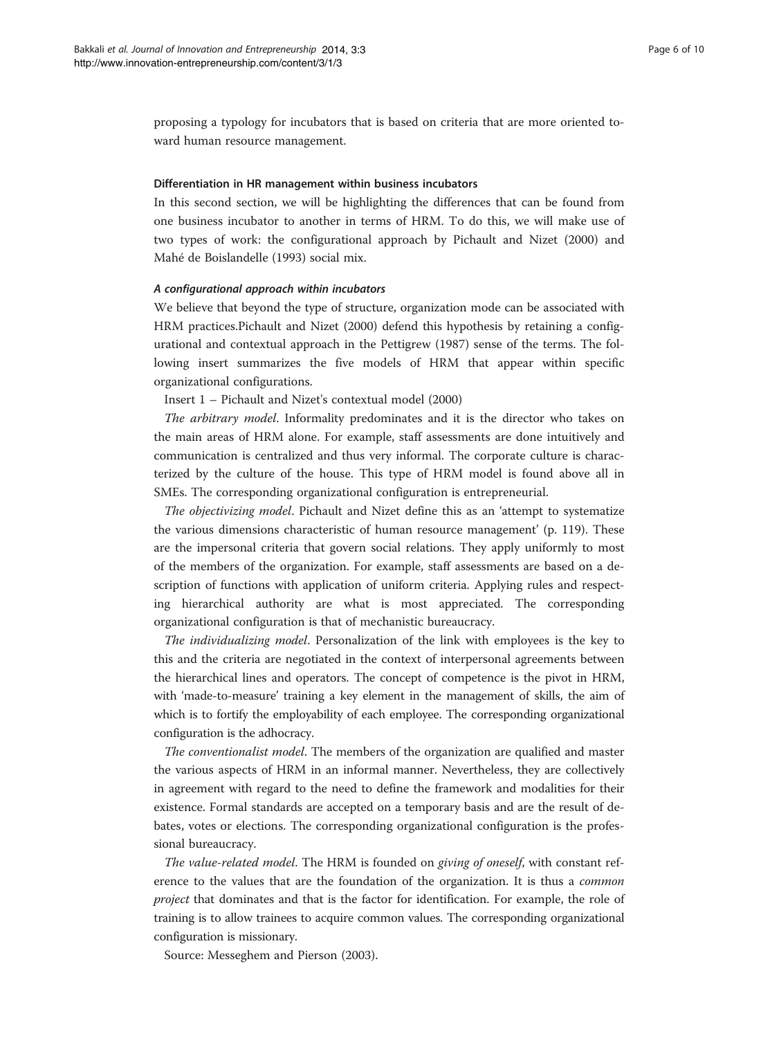proposing a typology for incubators that is based on criteria that are more oriented toward human resource management.

### Differentiation in HR management within business incubators

In this second section, we will be highlighting the differences that can be found from one business incubator to another in terms of HRM. To do this, we will make use of two types of work: the configurational approach by Pichault and Nizet (2000) and Mahé de Boislandelle (1993) social mix.

#### *A configurational approach within incubators*

We believe that beyond the type of structure, organization mode can be associated with HRM practices.Pichault and Nizet (2000) defend this hypothesis by retaining a configurational and contextual approach in the Pettigrew (1987) sense of the terms. The following insert summarizes the five models of HRM that appear within specific organizational configurations.

Insert 1 – Pichault and Nizet's contextual model (2000)

*The arbitrary model*. Informality predominates and it is the director who takes on the main areas of HRM alone. For example, staff assessments are done intuitively and communication is centralized and thus very informal. The corporate culture is characterized by the culture of the house. This type of HRM model is found above all in SMEs. The corresponding organizational configuration is entrepreneurial.

*The objectivizing model*. Pichault and Nizet define this as an 'attempt to systematize the various dimensions characteristic of human resource management' (p. 119). These are the impersonal criteria that govern social relations. They apply uniformly to most of the members of the organization. For example, staff assessments are based on a description of functions with application of uniform criteria. Applying rules and respecting hierarchical authority are what is most appreciated. The corresponding organizational configuration is that of mechanistic bureaucracy.

*The individualizing model*. Personalization of the link with employees is the key to this and the criteria are negotiated in the context of interpersonal agreements between the hierarchical lines and operators. The concept of competence is the pivot in HRM, with 'made-to-measure' training a key element in the management of skills, the aim of which is to fortify the employability of each employee. The corresponding organizational configuration is the adhocracy.

*The conventionalist model*. The members of the organization are qualified and master the various aspects of HRM in an informal manner. Nevertheless, they are collectively in agreement with regard to the need to define the framework and modalities for their existence. Formal standards are accepted on a temporary basis and are the result of debates, votes or elections. The corresponding organizational configuration is the professional bureaucracy.

*The value-related model*. The HRM is founded on *giving of oneself*, with constant reference to the values that are the foundation of the organization. It is thus a *common project* that dominates and that is the factor for identification. For example, the role of training is to allow trainees to acquire common values. The corresponding organizational configuration is missionary.

Source: Messeghem and Pierson (2003).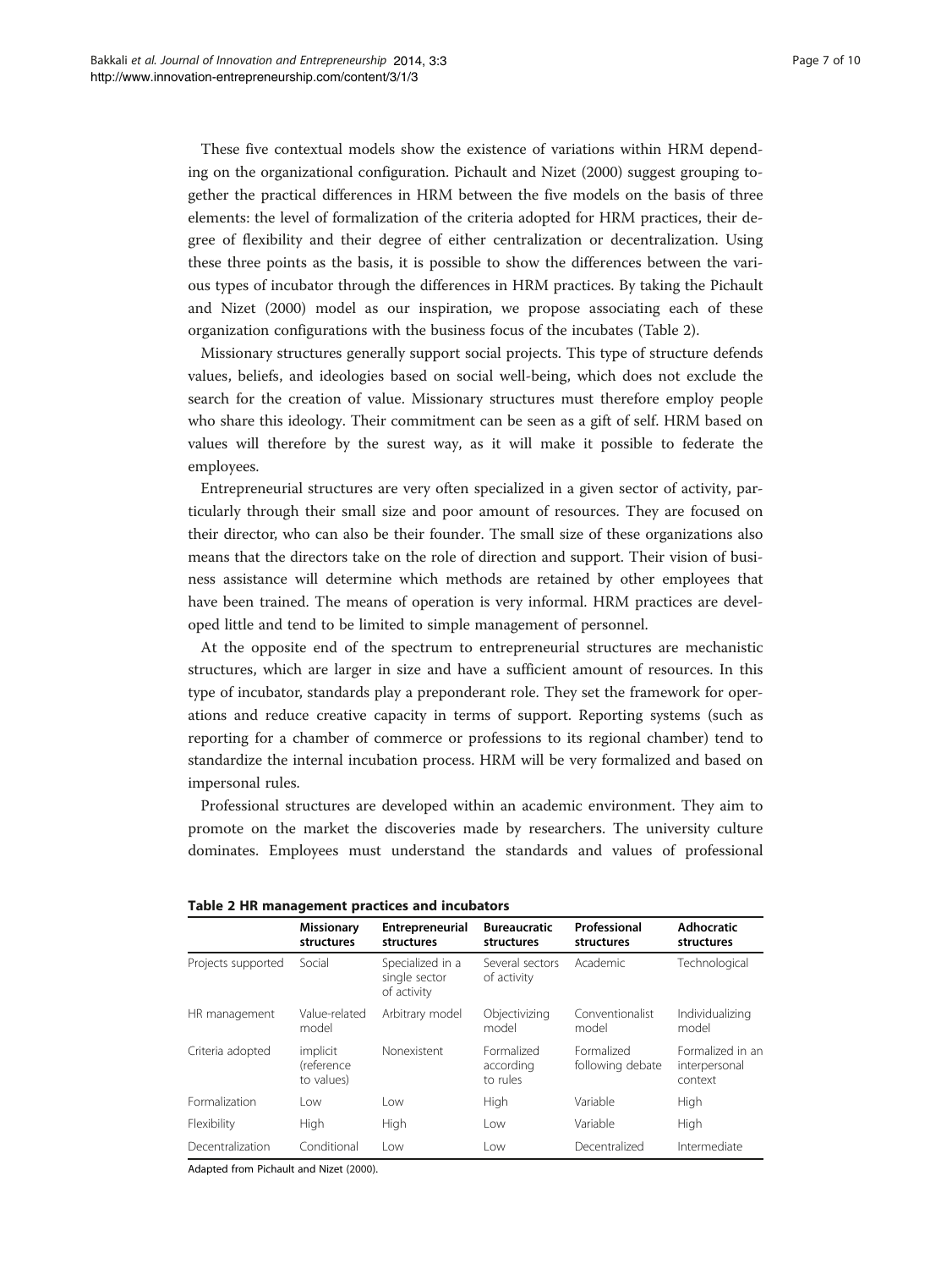These five contextual models show the existence of variations within HRM depending on the organizational configuration. Pichault and Nizet (2000) suggest grouping together the practical differences in HRM between the five models on the basis of three elements: the level of formalization of the criteria adopted for HRM practices, their degree of flexibility and their degree of either centralization or decentralization. Using these three points as the basis, it is possible to show the differences between the various types of incubator through the differences in HRM practices. By taking the Pichault and Nizet (2000) model as our inspiration, we propose associating each of these organization configurations with the business focus of the incubates (Table 2).

Missionary structures generally support social projects. This type of structure defends values, beliefs, and ideologies based on social well-being, which does not exclude the search for the creation of value. Missionary structures must therefore employ people who share this ideology. Their commitment can be seen as a gift of self. HRM based on values will therefore by the surest way, as it will make it possible to federate the employees.

Entrepreneurial structures are very often specialized in a given sector of activity, particularly through their small size and poor amount of resources. They are focused on their director, who can also be their founder. The small size of these organizations also means that the directors take on the role of direction and support. Their vision of business assistance will determine which methods are retained by other employees that have been trained. The means of operation is very informal. HRM practices are developed little and tend to be limited to simple management of personnel.

At the opposite end of the spectrum to entrepreneurial structures are mechanistic structures, which are larger in size and have a sufficient amount of resources. In this type of incubator, standards play a preponderant role. They set the framework for operations and reduce creative capacity in terms of support. Reporting systems (such as reporting for a chamber of commerce or professions to its regional chamber) tend to standardize the internal incubation process. HRM will be very formalized and based on impersonal rules.

Professional structures are developed within an academic environment. They aim to promote on the market the discoveries made by researchers. The university culture dominates. Employees must understand the standards and values of professional

**Table 2 HR management practices and incubators**

| | Missionary structures | Entrepreneurial structures | Bureaucratic structures | Professional structures | Adhocratic structures |
|---|---|---|---|---|---|
| Projects supported | Social | Specialized in a single sector of activity | Several sectors of activity | Academic | Technological |
| HR management | Value-related model | Arbitrary model | Objectivizing model | Conventionalist model | Individualizing model |
| Criteria adopted | implicit (reference to values) | Nonexistent | Formalized according to rules | Formalized following debate | Formalized in an interpersonal context |
| Formalization | Low | Low | High | Variable | High |
| Flexibility | High | High | Low | Variable | High |
| Decentralization | Conditional | Low | Low | Decentralized | Intermediate |

Adapted from Pichault and Nizet (2000).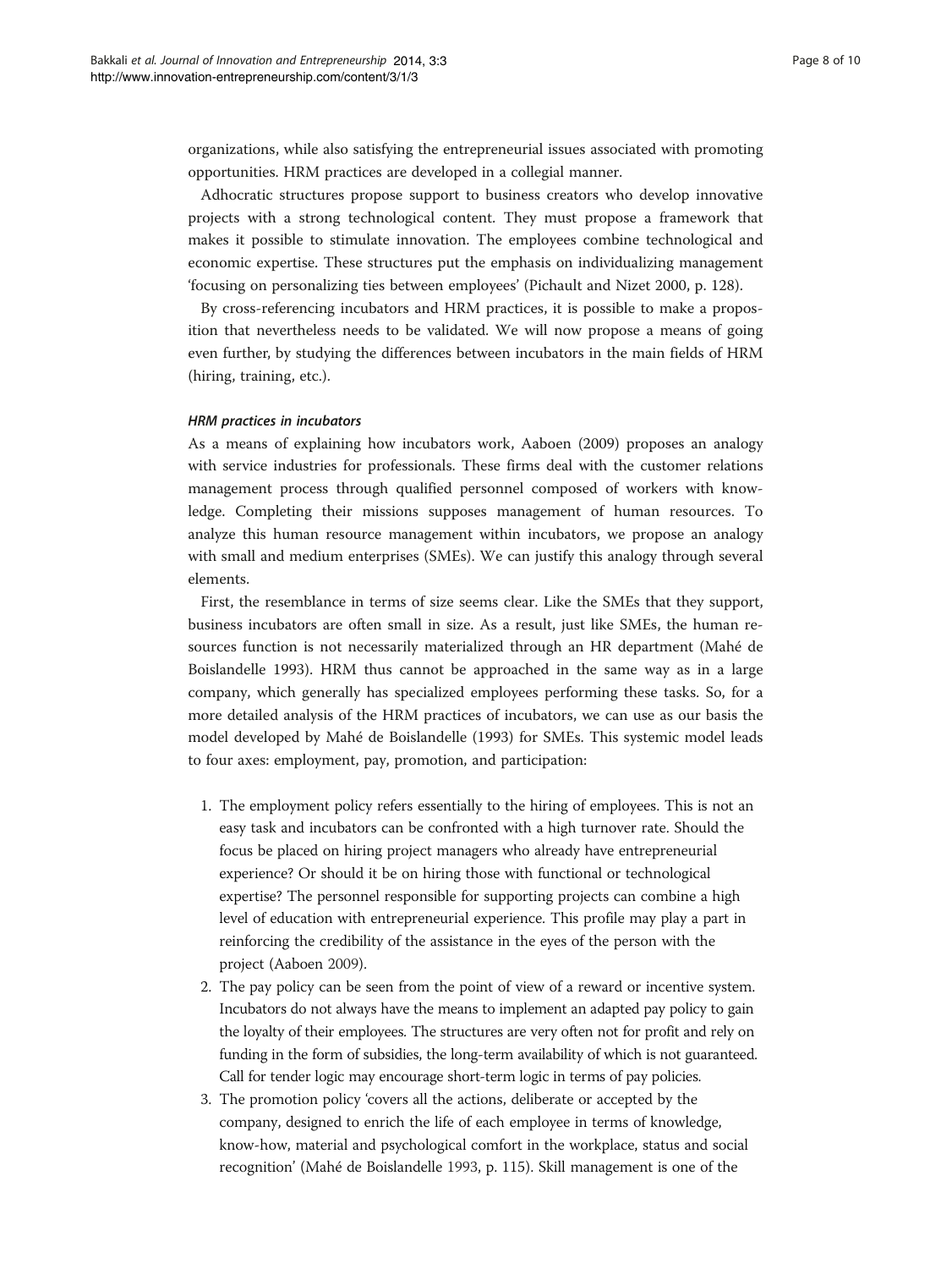organizations, while also satisfying the entrepreneurial issues associated with promoting opportunities. HRM practices are developed in a collegial manner.

Adhocratic structures propose support to business creators who develop innovative projects with a strong technological content. They must propose a framework that makes it possible to stimulate innovation. The employees combine technological and economic expertise. These structures put the emphasis on individualizing management 'focusing on personalizing ties between employees' (Pichault and Nizet 2000, p. 128).

By cross-referencing incubators and HRM practices, it is possible to make a proposition that nevertheless needs to be validated. We will now propose a means of going even further, by studying the differences between incubators in the main fields of HRM (hiring, training, etc.).

#### *HRM practices in incubators*

As a means of explaining how incubators work, Aaboen (2009) proposes an analogy with service industries for professionals. These firms deal with the customer relations management process through qualified personnel composed of workers with knowledge. Completing their missions supposes management of human resources. To analyze this human resource management within incubators, we propose an analogy with small and medium enterprises (SMEs). We can justify this analogy through several elements.

First, the resemblance in terms of size seems clear. Like the SMEs that they support, business incubators are often small in size. As a result, just like SMEs, the human resources function is not necessarily materialized through an HR department (Mahé de Boislandelle 1993). HRM thus cannot be approached in the same way as in a large company, which generally has specialized employees performing these tasks. So, for a more detailed analysis of the HRM practices of incubators, we can use as our basis the model developed by Mahé de Boislandelle (1993) for SMEs. This systemic model leads to four axes: employment, pay, promotion, and participation:

1. The employment policy refers essentially to the hiring of employees. This is not an easy task and incubators can be confronted with a high turnover rate. Should the focus be placed on hiring project managers who already have entrepreneurial experience? Or should it be on hiring those with functional or technological expertise? The personnel responsible for supporting projects can combine a high level of education with entrepreneurial experience. This profile may play a part in reinforcing the credibility of the assistance in the eyes of the person with the project (Aaboen 2009).
2. The pay policy can be seen from the point of view of a reward or incentive system. Incubators do not always have the means to implement an adapted pay policy to gain the loyalty of their employees. The structures are very often not for profit and rely on funding in the form of subsidies, the long-term availability of which is not guaranteed. Call for tender logic may encourage short-term logic in terms of pay policies.
3. The promotion policy 'covers all the actions, deliberate or accepted by the company, designed to enrich the life of each employee in terms of knowledge, know-how, material and psychological comfort in the workplace, status and social recognition' (Mahé de Boislandelle 1993, p. 115). Skill management is one of the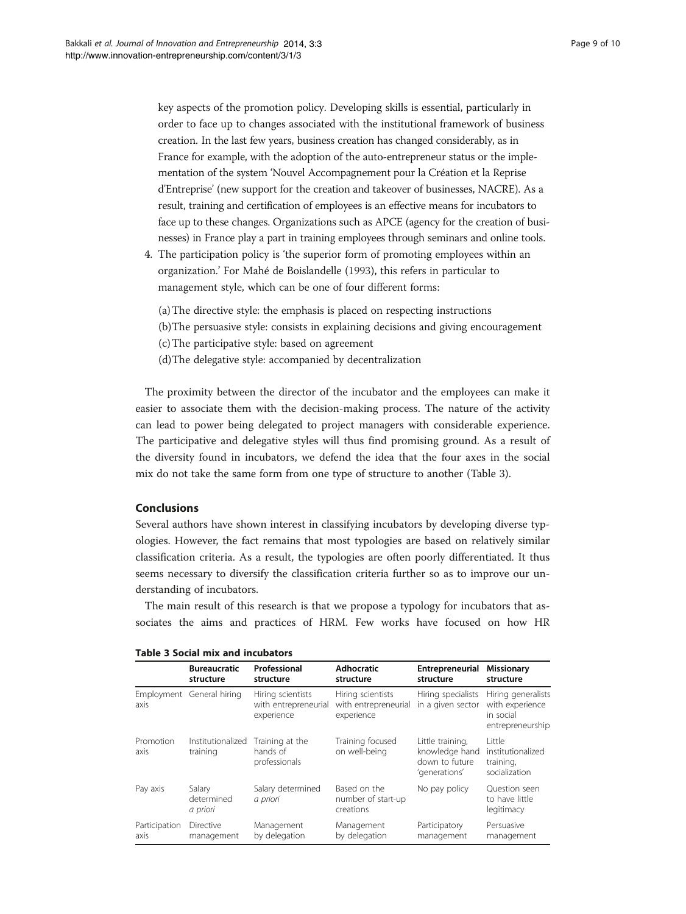key aspects of the promotion policy. Developing skills is essential, particularly in order to face up to changes associated with the institutional framework of business creation. In the last few years, business creation has changed considerably, as in France for example, with the adoption of the auto-entrepreneur status or the implementation of the system 'Nouvel Accompagnement pour la Création et la Reprise d'Entreprise' (new support for the creation and takeover of businesses, NACRE). As a result, training and certification of employees is an effective means for incubators to face up to these changes. Organizations such as APCE (agency for the creation of businesses) in France play a part in training employees through seminars and online tools.

4. The participation policy is 'the superior form of promoting employees within an organization.' For Mahé de Boislandelle (1993), this refers in particular to management style, which can be one of four different forms:

   (a) The directive style: the emphasis is placed on respecting instructions
   (b) The persuasive style: consists in explaining decisions and giving encouragement
   (c) The participative style: based on agreement
   (d) The delegative style: accompanied by decentralization

The proximity between the director of the incubator and the employees can make it easier to associate them with the decision-making process. The nature of the activity can lead to power being delegated to project managers with considerable experience. The participative and delegative styles will thus find promising ground. As a result of the diversity found in incubators, we defend the idea that the four axes in the social mix do not take the same form from one type of structure to another (Table 3).

## Conclusions

Several authors have shown interest in classifying incubators by developing diverse typologies. However, the fact remains that most typologies are based on relatively similar classification criteria. As a result, the typologies are often poorly differentiated. It thus seems necessary to diversify the classification criteria further so as to improve our understanding of incubators.

The main result of this research is that we propose a typology for incubators that associates the aims and practices of HRM. Few works have focused on how HR

**Table 3 Social mix and incubators**

| | Bureaucratic structure | Professional structure | Adhocratic structure | Entrepreneurial structure | Missionary structure |
|---|---|---|---|---|---|
| Employment axis | General hiring | Hiring scientists with entrepreneurial experience | Hiring scientists with entrepreneurial experience | Hiring specialists in a given sector | Hiring generalists with experience in social entrepreneurship |
| Promotion axis | Institutionalized training | Training at the hands of professionals | Training focused on well-being | Little training, knowledge hand down to future 'generations' | Little institutionalized training, socialization |
| Pay axis | Salary determined *a priori* | Salary determined *a priori* | Based on the number of start-up creations | No pay policy | Question seen to have little legitimacy |
| Participation axis | Directive management | Management by delegation | Management by delegation | Participatory management | Persuasive management |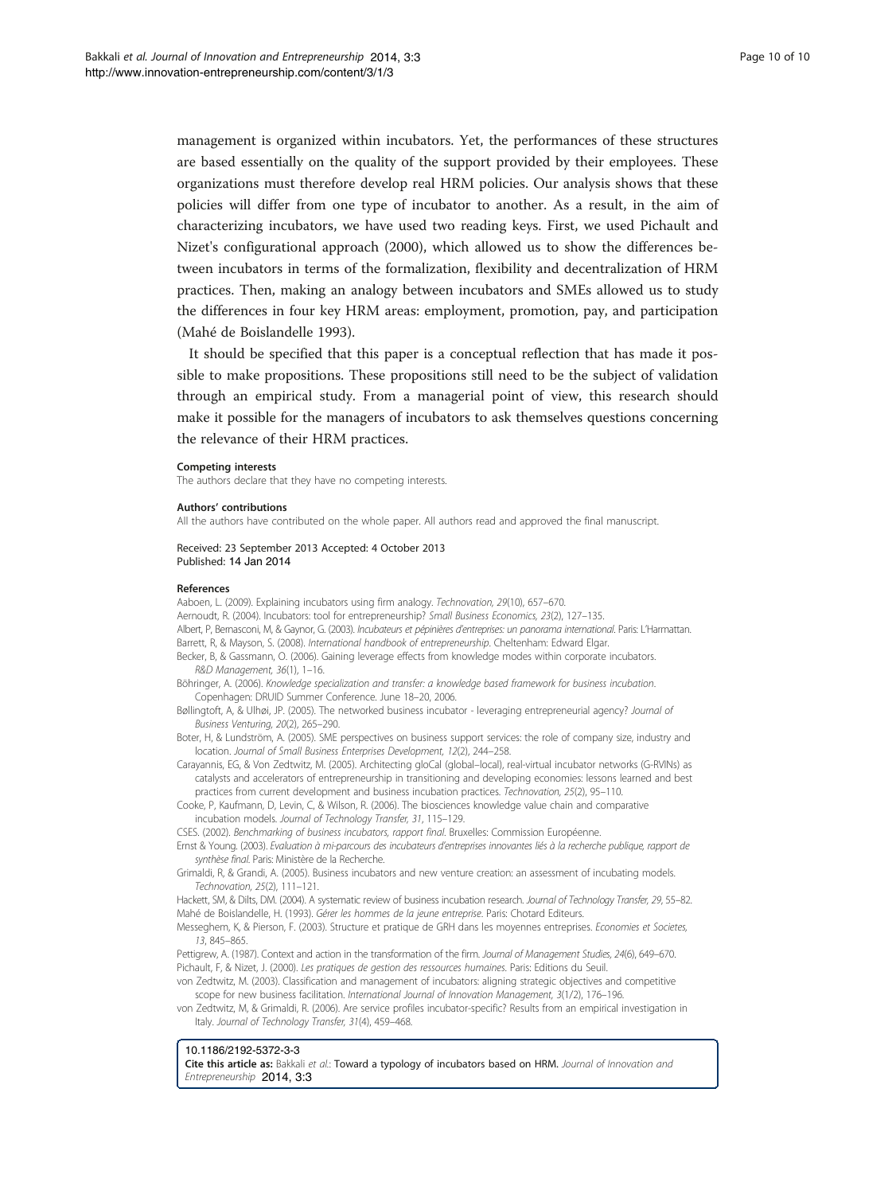management is organized within incubators. Yet, the performances of these structures are based essentially on the quality of the support provided by their employees. These organizations must therefore develop real HRM policies. Our analysis shows that these policies will differ from one type of incubator to another. As a result, in the aim of characterizing incubators, we have used two reading keys. First, we used Pichault and Nizet's configurational approach (2000), which allowed us to show the differences between incubators in terms of the formalization, flexibility and decentralization of HRM practices. Then, making an analogy between incubators and SMEs allowed us to study the differences in four key HRM areas: employment, promotion, pay, and participation (Mahé de Boislandelle 1993).

It should be specified that this paper is a conceptual reflection that has made it possible to make propositions. These propositions still need to be the subject of validation through an empirical study. From a managerial point of view, this research should make it possible for the managers of incubators to ask themselves questions concerning the relevance of their HRM practices.

#### Competing interests
The authors declare that they have no competing interests.

#### Authors' contributions
All the authors have contributed on the whole paper. All authors read and approved the final manuscript.

Received: 23 September 2013 Accepted: 4 October 2013
Published: 14 Jan 2014

#### References

Aaboen, L. (2009). Explaining incubators using firm analogy. *Technovation, 29*(10), 657–670.

Aernoudt, R. (2004). Incubators: tool for entrepreneurship? *Small Business Economics, 23*(2), 127–135.

Albert, P, Bernasconi, M, & Gaynor, G. (2003). *Incubateurs et pépinières d'entreprises: un panorama international*. Paris: L'Harmattan.

Barrett, R, & Mayson, S. (2008). *International handbook of entrepreneurship*. Cheltenham: Edward Elgar.

Becker, B, & Gassmann, O. (2006). Gaining leverage effects from knowledge modes within corporate incubators. *R&D Management, 36*(1), 1–16.

Böhringer, A. (2006). *Knowledge specialization and transfer: a knowledge based framework for business incubation*. Copenhagen: DRUID Summer Conference. June 18–20, 2006.

Bøllingtoft, A, & Ulhøi, JP. (2005). The networked business incubator - leveraging entrepreneurial agency? *Journal of Business Venturing, 20*(2), 265–290.

Boter, H, & Lundström, A. (2005). SME perspectives on business support services: the role of company size, industry and location. *Journal of Small Business Enterprises Development, 12*(2), 244–258.

Carayannis, EG, & Von Zedtwitz, M. (2005). Architecting gloCal (global–local), real-virtual incubator networks (G-RVINs) as catalysts and accelerators of entrepreneurship in transitioning and developing economies: lessons learned and best practices from current development and business incubation practices. *Technovation, 25*(2), 95–110.

Cooke, P, Kaufmann, D, Levin, C, & Wilson, R. (2006). The biosciences knowledge value chain and comparative incubation models. *Journal of Technology Transfer, 31*, 115–129.

CSES. (2002). *Benchmarking of business incubators, rapport final*. Bruxelles: Commission Européenne.

Ernst & Young. (2003). *Evaluation à mi-parcours des incubateurs d'entreprises innovantes liés à la recherche publique, rapport de synthèse final*. Paris: Ministère de la Recherche.

Grimaldi, R, & Grandi, A. (2005). Business incubators and new venture creation: an assessment of incubating models. *Technovation, 25*(2), 111–121.

Hackett, SM, & Dilts, DM. (2004). A systematic review of business incubation research. *Journal of Technology Transfer, 29*, 55–82.

Mahé de Boislandelle, H. (1993). *Gérer les hommes de la jeune entreprise*. Paris: Chotard Editeurs.

Messeghem, K, & Pierson, F. (2003). Structure et pratique de GRH dans les moyennes entreprises. *Economies et Societes, 13*, 845–865.

Pettigrew, A. (1987). Context and action in the transformation of the firm. *Journal of Management Studies, 24*(6), 649–670.

Pichault, F, & Nizet, J. (2000). *Les pratiques de gestion des ressources humaines*. Paris: Editions du Seuil.

von Zedtwitz, M. (2003). Classification and management of incubators: aligning strategic objectives and competitive scope for new business facilitation. *International Journal of Innovation Management, 3*(1/2), 176–196.

von Zedtwitz, M, & Grimaldi, R. (2006). Are service profiles incubator-specific? Results from an empirical investigation in Italy. *Journal of Technology Transfer, 31*(4), 459–468.

10.1186/2192-5372-3-3
**Cite this article as:** Bakkali *et al.*: Toward a typology of incubators based on HRM. *Journal of Innovation and Entrepreneurship* 2014, 3:3